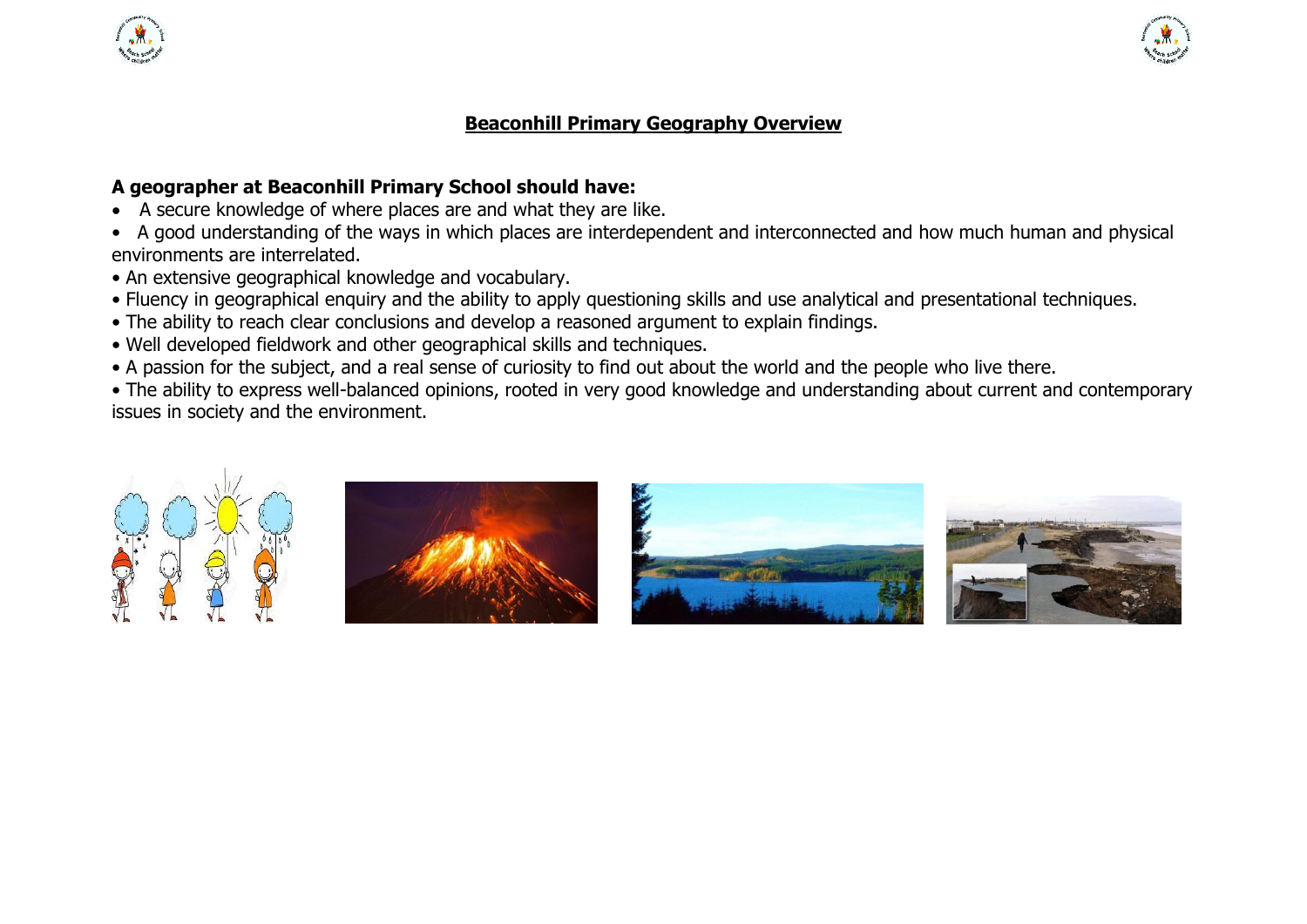# Beaconhill Primary Geography Overview

**A geographer at Beaconhill Primary School should have:**

- A secure knowledge of where places are and what they are like.
- A good understanding of the ways in which places are interdependent and interconnected and how much human and physical environments are interrelated.
- An extensive geographical knowledge and vocabulary.
- Fluency in geographical enquiry and the ability to apply questioning skills and use analytical and presentational techniques.
- The ability to reach clear conclusions and develop a reasoned argument to explain findings.
- Well developed fieldwork and other geographical skills and techniques.
- A passion for the subject, and a real sense of curiosity to find out about the world and the people who live there.
- The ability to express well-balanced opinions, rooted in very good knowledge and understanding about current and contemporary issues in society and the environment.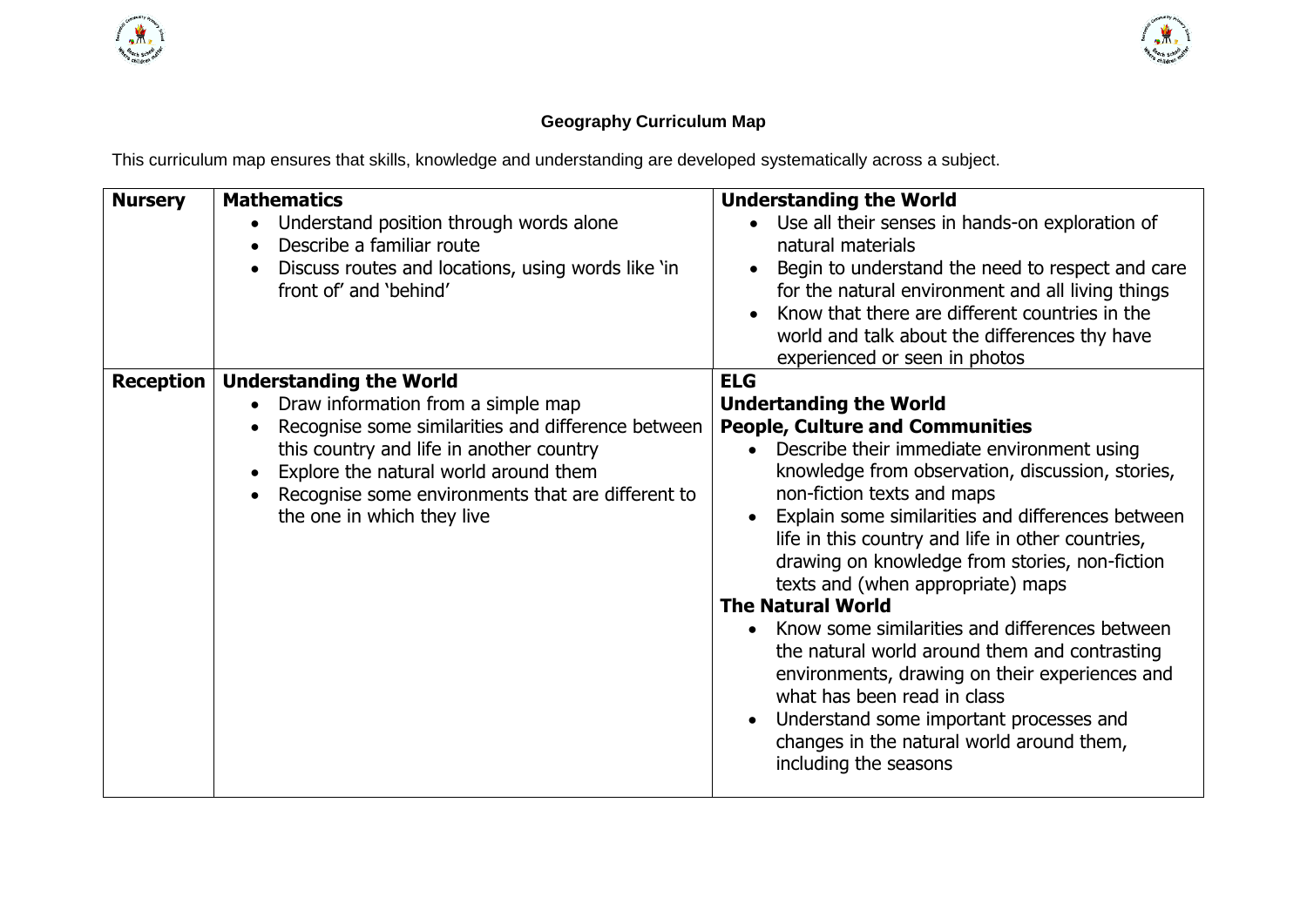**Geography Curriculum Map**

This curriculum map ensures that skills, knowledge and understanding are developed systematically across a subject.

| | | |
|---|---|---|
| **Nursery** | **Mathematics**<br>• Understand position through words alone<br>• Describe a familiar route<br>• Discuss routes and locations, using words like 'in front of' and 'behind' | **Understanding the World**<br>• Use all their senses in hands-on exploration of natural materials<br>• Begin to understand the need to respect and care for the natural environment and all living things<br>• Know that there are different countries in the world and talk about the differences thy have experienced or seen in photos |
| **Reception** | **Understanding the World**<br>• Draw information from a simple map<br>• Recognise some similarities and difference between this country and life in another country<br>• Explore the natural world around them<br>• Recognise some environments that are different to the one in which they live | **ELG**<br>**Undertanding the World**<br>**People, Culture and Communities**<br>• Describe their immediate environment using knowledge from observation, discussion, stories, non-fiction texts and maps<br>• Explain some similarities and differences between life in this country and life in other countries, drawing on knowledge from stories, non-fiction texts and (when appropriate) maps<br>**The Natural World**<br>• Know some similarities and differences between the natural world around them and contrasting environments, drawing on their experiences and what has been read in class<br>• Understand some important processes and changes in the natural world around them, including the seasons |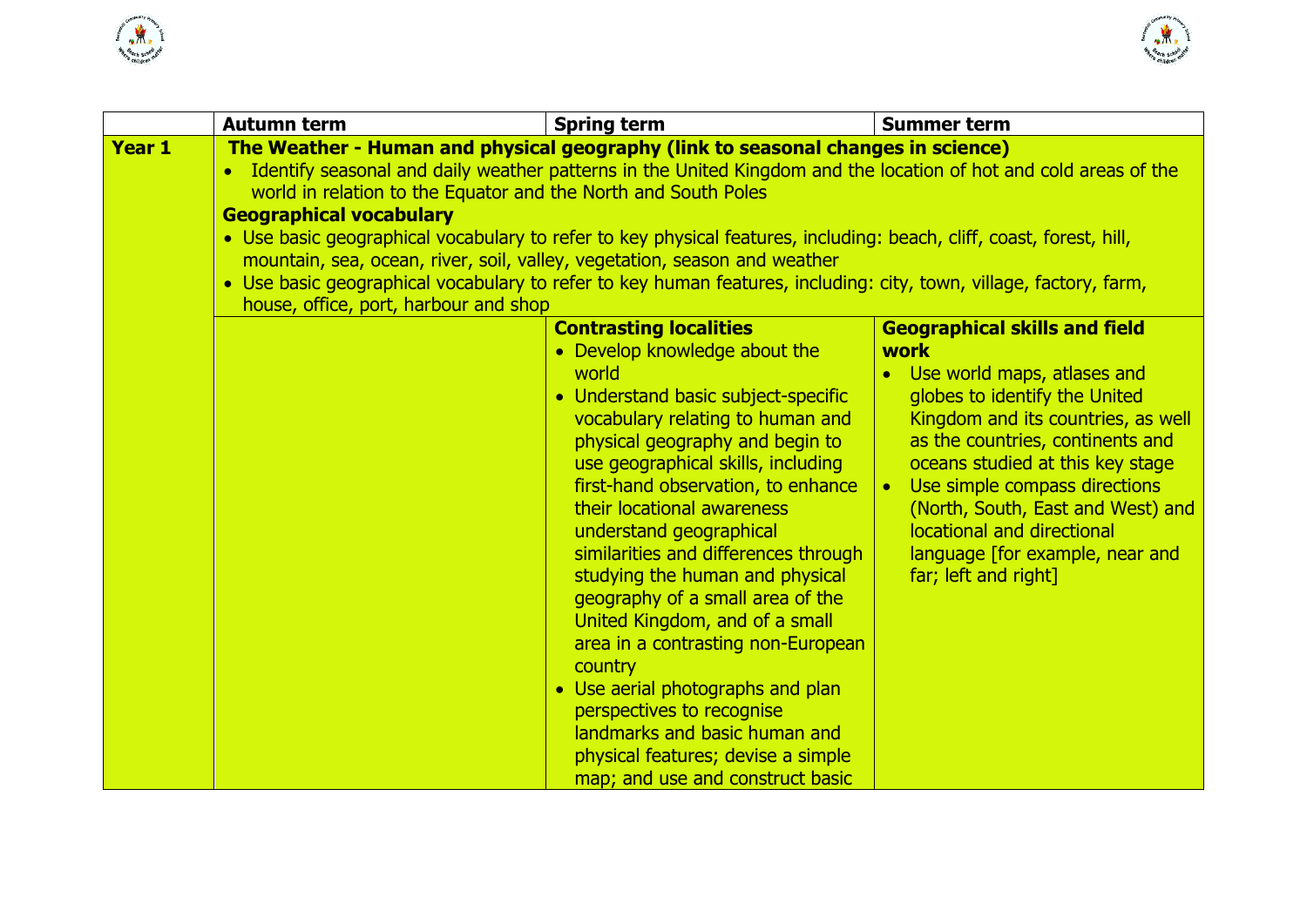| | Autumn term | Spring term | Summer term |
|---|---|---|---|
| **Year 1** | **The Weather - Human and physical geography (link to seasonal changes in science)**<br>• Identify seasonal and daily weather patterns in the United Kingdom and the location of hot and cold areas of the world in relation to the Equator and the North and South Poles<br>**Geographical vocabulary**<br>• Use basic geographical vocabulary to refer to key physical features, including: beach, cliff, coast, forest, hill, mountain, sea, ocean, river, soil, valley, vegetation, season and weather<br>• Use basic geographical vocabulary to refer to key human features, including: city, town, village, factory, farm, house, office, port, harbour and shop | | |
| | | **Contrasting localities**<br>• Develop knowledge about the world<br>• Understand basic subject-specific vocabulary relating to human and physical geography and begin to use geographical skills, including first-hand observation, to enhance their locational awareness understand geographical similarities and differences through studying the human and physical geography of a small area of the United Kingdom, and of a small area in a contrasting non-European country<br>• Use aerial photographs and plan perspectives to recognise landmarks and basic human and physical features; devise a simple map; and use and construct basic | **Geographical skills and field work**<br>• Use world maps, atlases and globes to identify the United Kingdom and its countries, as well as the countries, continents and oceans studied at this key stage<br>• Use simple compass directions (North, South, East and West) and locational and directional language [for example, near and far; left and right] |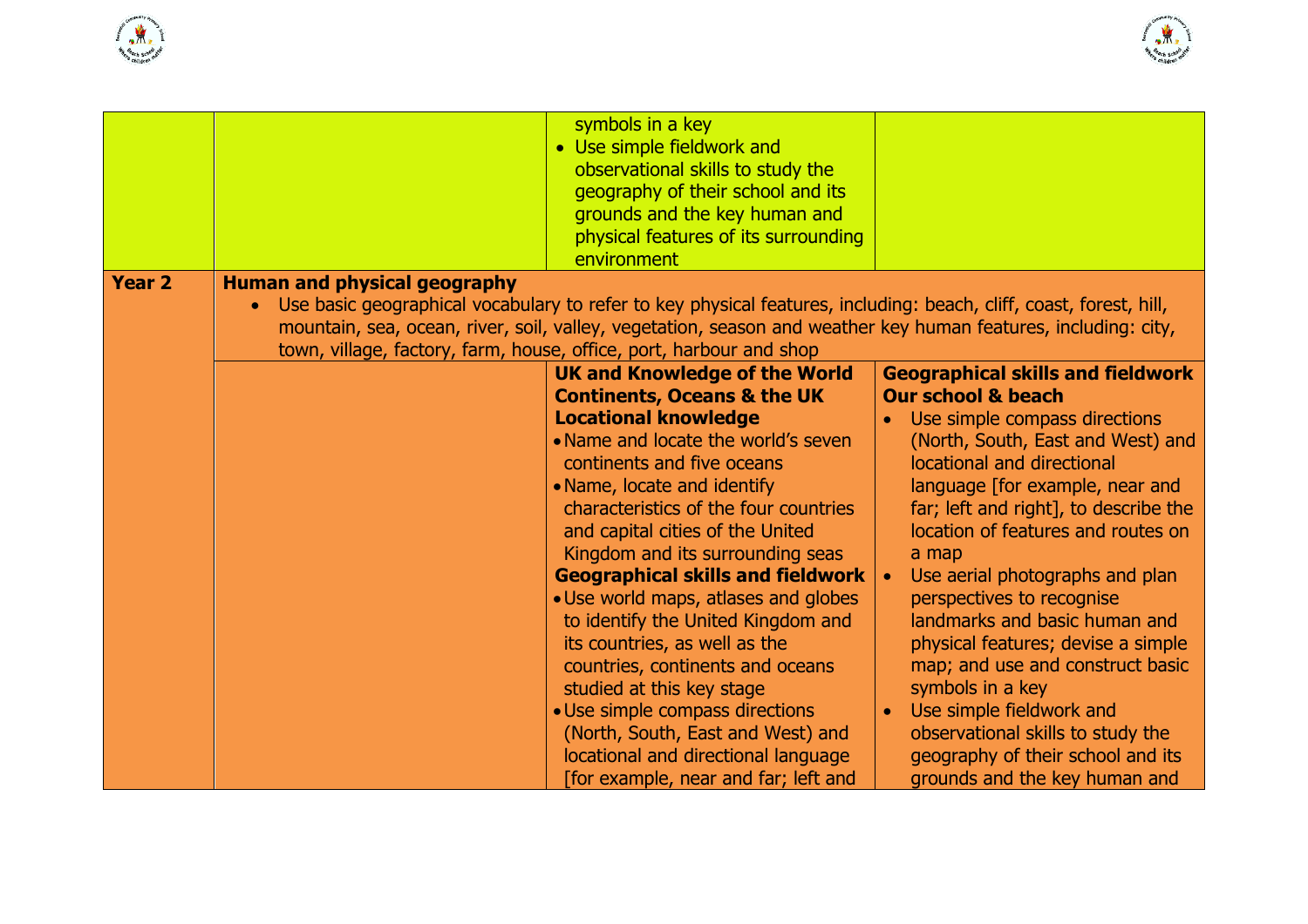| | | | |
|---|---|---|---|
| | | symbols in a key<br>• Use simple fieldwork and observational skills to study the geography of their school and its grounds and the key human and physical features of its surrounding environment | |
| **Year 2** | **Human and physical geography**<br>• Use basic geographical vocabulary to refer to key physical features, including: beach, cliff, coast, forest, hill, mountain, sea, ocean, river, soil, valley, vegetation, season and weather key human features, including: city, town, village, factory, farm, house, office, port, harbour and shop | | |
| | | **UK and Knowledge of the World**<br>**Continents, Oceans & the UK**<br>**Locational knowledge**<br>• Name and locate the world's seven continents and five oceans<br>• Name, locate and identify characteristics of the four countries and capital cities of the United Kingdom and its surrounding seas<br>**Geographical skills and fieldwork**<br>• Use world maps, atlases and globes to identify the United Kingdom and its countries, as well as the countries, continents and oceans studied at this key stage<br>• Use simple compass directions (North, South, East and West) and locational and directional language [for example, near and far; left and | **Geographical skills and fieldwork**<br>**Our school & beach**<br>• Use simple compass directions (North, South, East and West) and locational and directional language [for example, near and far; left and right], to describe the location of features and routes on a map<br>• Use aerial photographs and plan perspectives to recognise landmarks and basic human and physical features; devise a simple map; and use and construct basic symbols in a key<br>• Use simple fieldwork and observational skills to study the geography of their school and its grounds and the key human and |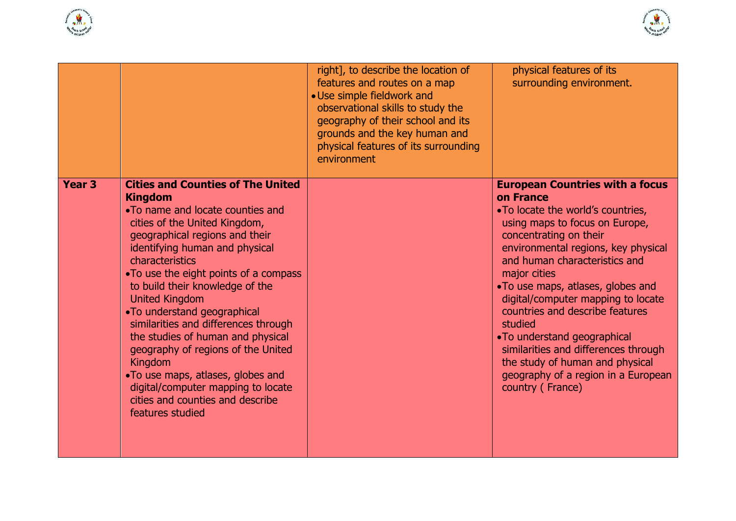| | | | |
|---|---|---|---|
| | | right], to describe the location of features and routes on a map<br>• Use simple fieldwork and observational skills to study the geography of their school and its grounds and the key human and physical features of its surrounding environment | physical features of its surrounding environment. |
| **Year 3** | **Cities and Counties of The United Kingdom**<br>• To name and locate counties and cities of the United Kingdom, geographical regions and their identifying human and physical characteristics<br>• To use the eight points of a compass to build their knowledge of the United Kingdom<br>• To understand geographical similarities and differences through the studies of human and physical geography of regions of the United Kingdom<br>• To use maps, atlases, globes and digital/computer mapping to locate cities and counties and describe features studied | | **European Countries with a focus on France**<br>• To locate the world's countries, using maps to focus on Europe, concentrating on their environmental regions, key physical and human characteristics and major cities<br>• To use maps, atlases, globes and digital/computer mapping to locate countries and describe features studied<br>• To understand geographical similarities and differences through the study of human and physical geography of a region in a European country ( France) |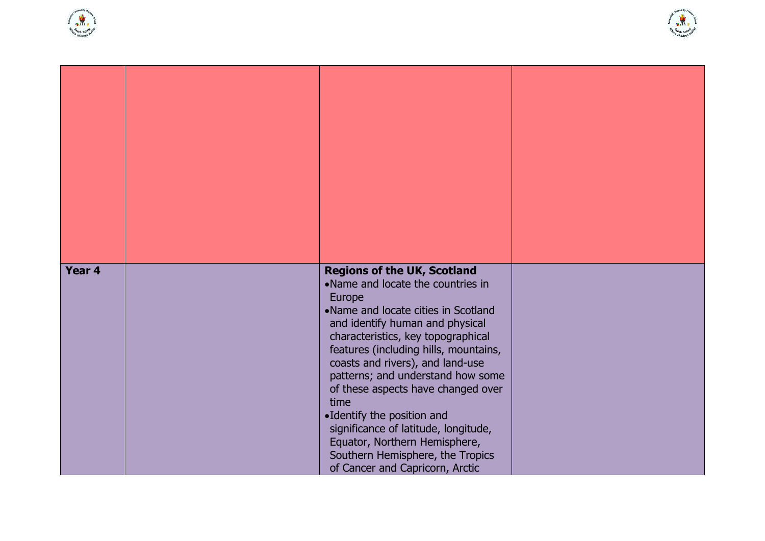| | | | |
|---|---|---|---|
| | | | |
| **Year 4** | | **Regions of the UK, Scotland**<br>• Name and locate the countries in Europe<br>• Name and locate cities in Scotland and identify human and physical characteristics, key topographical features (including hills, mountains, coasts and rivers), and land-use patterns; and understand how some of these aspects have changed over time<br>• Identify the position and significance of latitude, longitude, Equator, Northern Hemisphere, Southern Hemisphere, the Tropics of Cancer and Capricorn, Arctic | |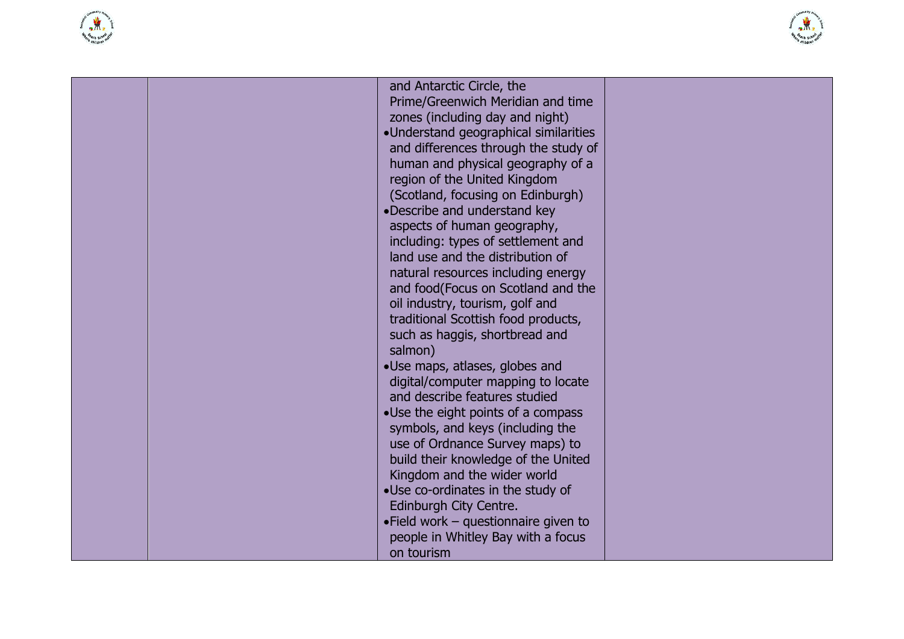|  |  |  |  |
|---|---|---|---|
|  |  | and Antarctic Circle, the Prime/Greenwich Meridian and time zones (including day and night)<br>•Understand geographical similarities and differences through the study of human and physical geography of a region of the United Kingdom (Scotland, focusing on Edinburgh)<br>•Describe and understand key aspects of human geography, including: types of settlement and land use and the distribution of natural resources including energy and food(Focus on Scotland and the oil industry, tourism, golf and traditional Scottish food products, such as haggis, shortbread and salmon)<br>•Use maps, atlases, globes and digital/computer mapping to locate and describe features studied<br>•Use the eight points of a compass symbols, and keys (including the use of Ordnance Survey maps) to build their knowledge of the United Kingdom and the wider world<br>•Use co-ordinates in the study of Edinburgh City Centre.<br>•Field work – questionnaire given to people in Whitley Bay with a focus on tourism |  |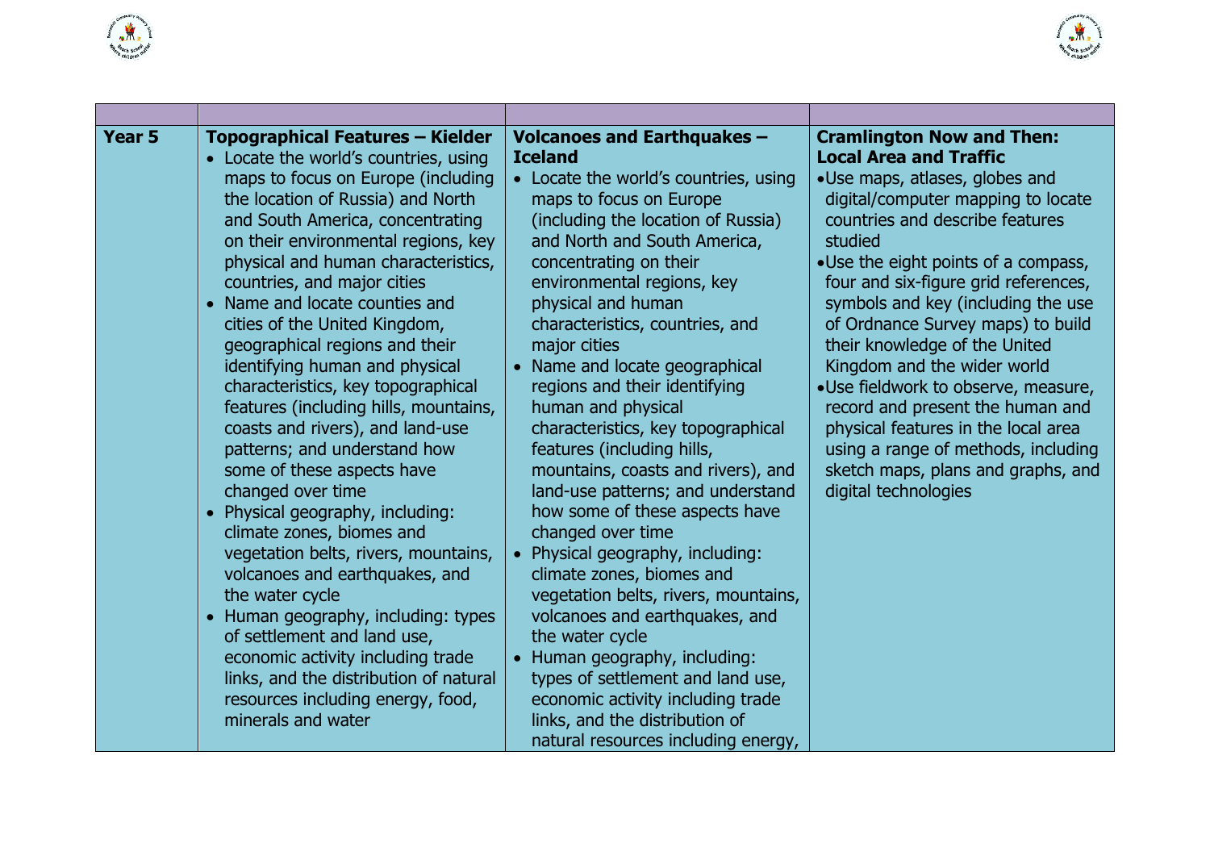| | | | |
|---|---|---|---|
| **Year 5** | **Topographical Features – Kielder**<br>• Locate the world's countries, using maps to focus on Europe (including the location of Russia) and North and South America, concentrating on their environmental regions, key physical and human characteristics, countries, and major cities<br>• Name and locate counties and cities of the United Kingdom, geographical regions and their identifying human and physical characteristics, key topographical features (including hills, mountains, coasts and rivers), and land-use patterns; and understand how some of these aspects have changed over time<br>• Physical geography, including: climate zones, biomes and vegetation belts, rivers, mountains, volcanoes and earthquakes, and the water cycle<br>• Human geography, including: types of settlement and land use, economic activity including trade links, and the distribution of natural resources including energy, food, minerals and water | **Volcanoes and Earthquakes – Iceland**<br>• Locate the world's countries, using maps to focus on Europe (including the location of Russia) and North and South America, concentrating on their environmental regions, key physical and human characteristics, countries, and major cities<br>• Name and locate geographical regions and their identifying human and physical characteristics, key topographical features (including hills, mountains, coasts and rivers), and land-use patterns; and understand how some of these aspects have changed over time<br>• Physical geography, including: climate zones, biomes and vegetation belts, rivers, mountains, volcanoes and earthquakes, and the water cycle<br>• Human geography, including: types of settlement and land use, economic activity including trade links, and the distribution of natural resources including energy, | **Cramlington Now and Then: Local Area and Traffic**<br>• Use maps, atlases, globes and digital/computer mapping to locate countries and describe features studied<br>• Use the eight points of a compass, four and six-figure grid references, symbols and key (including the use of Ordnance Survey maps) to build their knowledge of the United Kingdom and the wider world<br>• Use fieldwork to observe, measure, record and present the human and physical features in the local area using a range of methods, including sketch maps, plans and graphs, and digital technologies |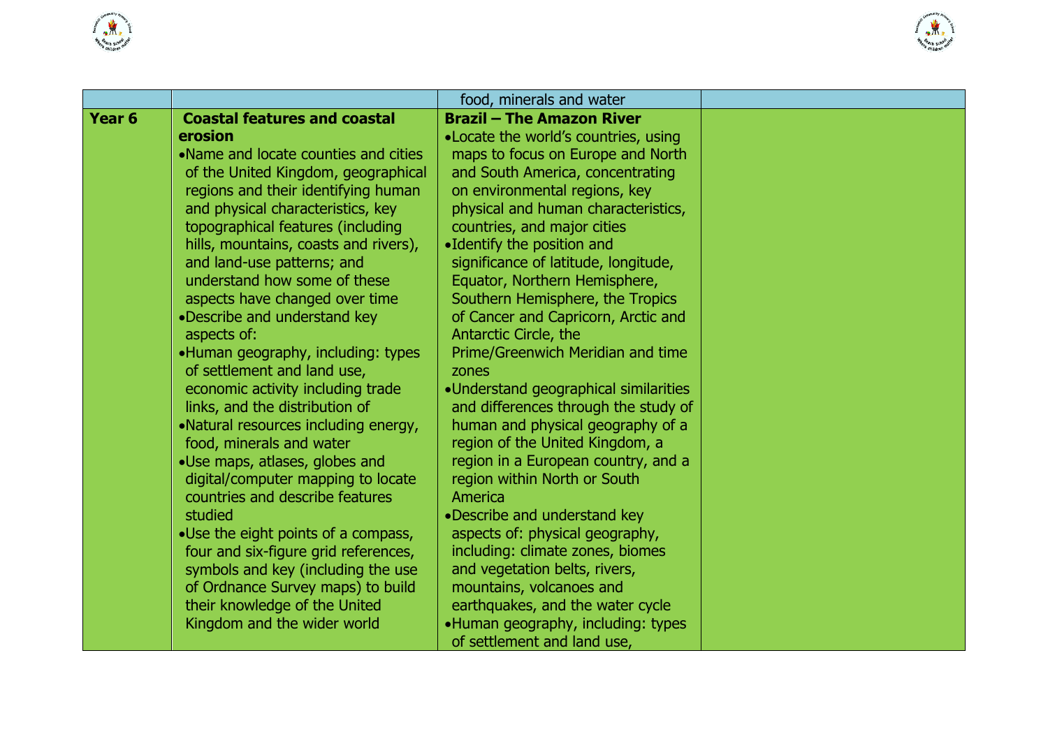|  |  | food, minerals and water |  |
|---|---|---|---|
| **Year 6** | **Coastal features and coastal erosion**<br>• Name and locate counties and cities of the United Kingdom, geographical regions and their identifying human and physical characteristics, key topographical features (including hills, mountains, coasts and rivers), and land-use patterns; and understand how some of these aspects have changed over time<br>• Describe and understand key aspects of:<br>• Human geography, including: types of settlement and land use, economic activity including trade links, and the distribution of<br>• Natural resources including energy, food, minerals and water<br>• Use maps, atlases, globes and digital/computer mapping to locate countries and describe features studied<br>• Use the eight points of a compass, four and six-figure grid references, symbols and key (including the use of Ordnance Survey maps) to build their knowledge of the United Kingdom and the wider world | **Brazil – The Amazon River**<br>• Locate the world's countries, using maps to focus on Europe and North and South America, concentrating on environmental regions, key physical and human characteristics, countries, and major cities<br>• Identify the position and significance of latitude, longitude, Equator, Northern Hemisphere, Southern Hemisphere, the Tropics of Cancer and Capricorn, Arctic and Antarctic Circle, the Prime/Greenwich Meridian and time zones<br>• Understand geographical similarities and differences through the study of human and physical geography of a region of the United Kingdom, a region in a European country, and a region within North or South America<br>• Describe and understand key aspects of: physical geography, including: climate zones, biomes and vegetation belts, rivers, mountains, volcanoes and earthquakes, and the water cycle<br>• Human geography, including: types of settlement and land use, |  |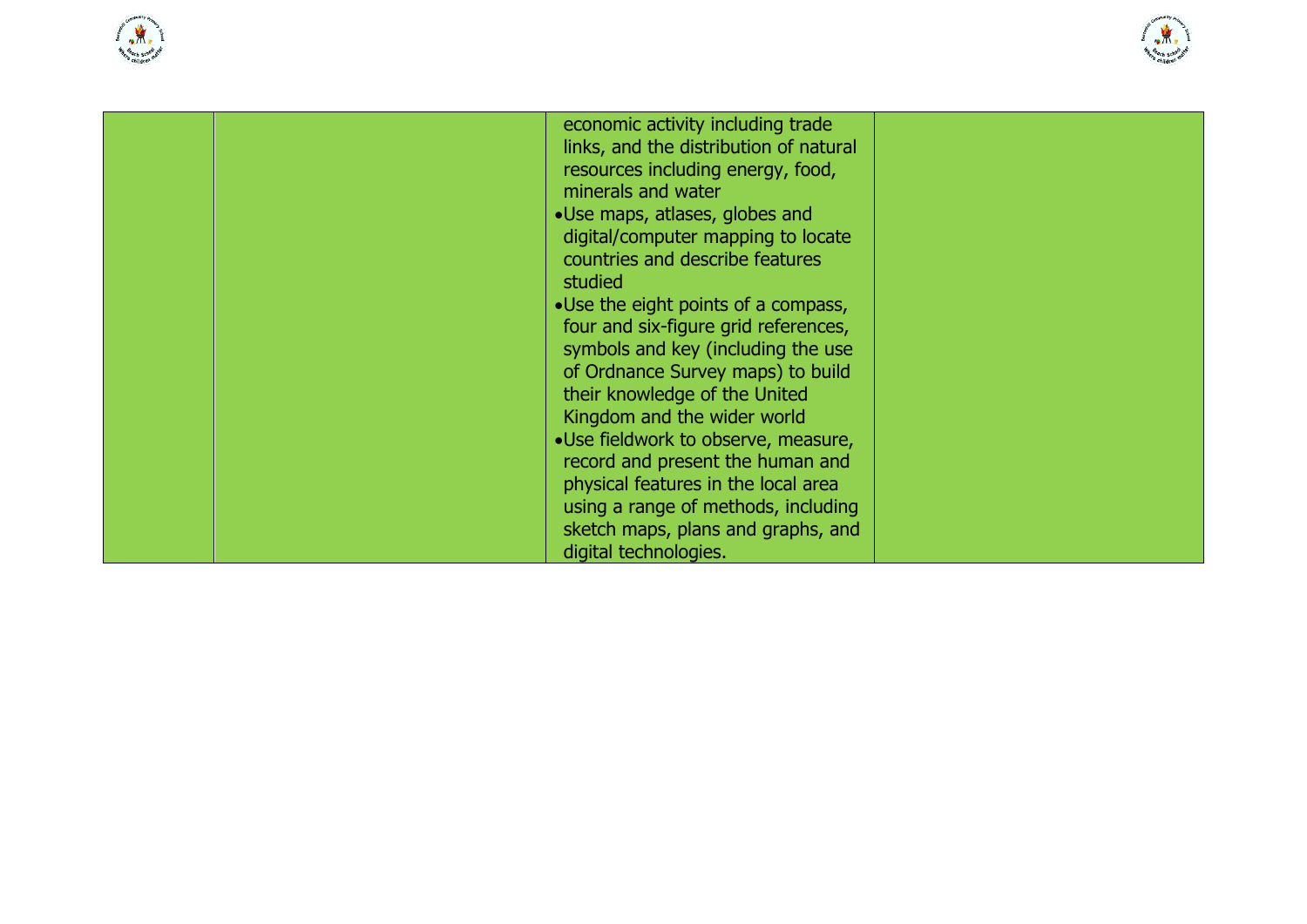|  |  |  |  |
|---|---|---|---|
|  |  | economic activity including trade links, and the distribution of natural resources including energy, food, minerals and water<br>• Use maps, atlases, globes and digital/computer mapping to locate countries and describe features studied<br>• Use the eight points of a compass, four and six-figure grid references, symbols and key (including the use of Ordnance Survey maps) to build their knowledge of the United Kingdom and the wider world<br>• Use fieldwork to observe, measure, record and present the human and physical features in the local area using a range of methods, including sketch maps, plans and graphs, and digital technologies. |  |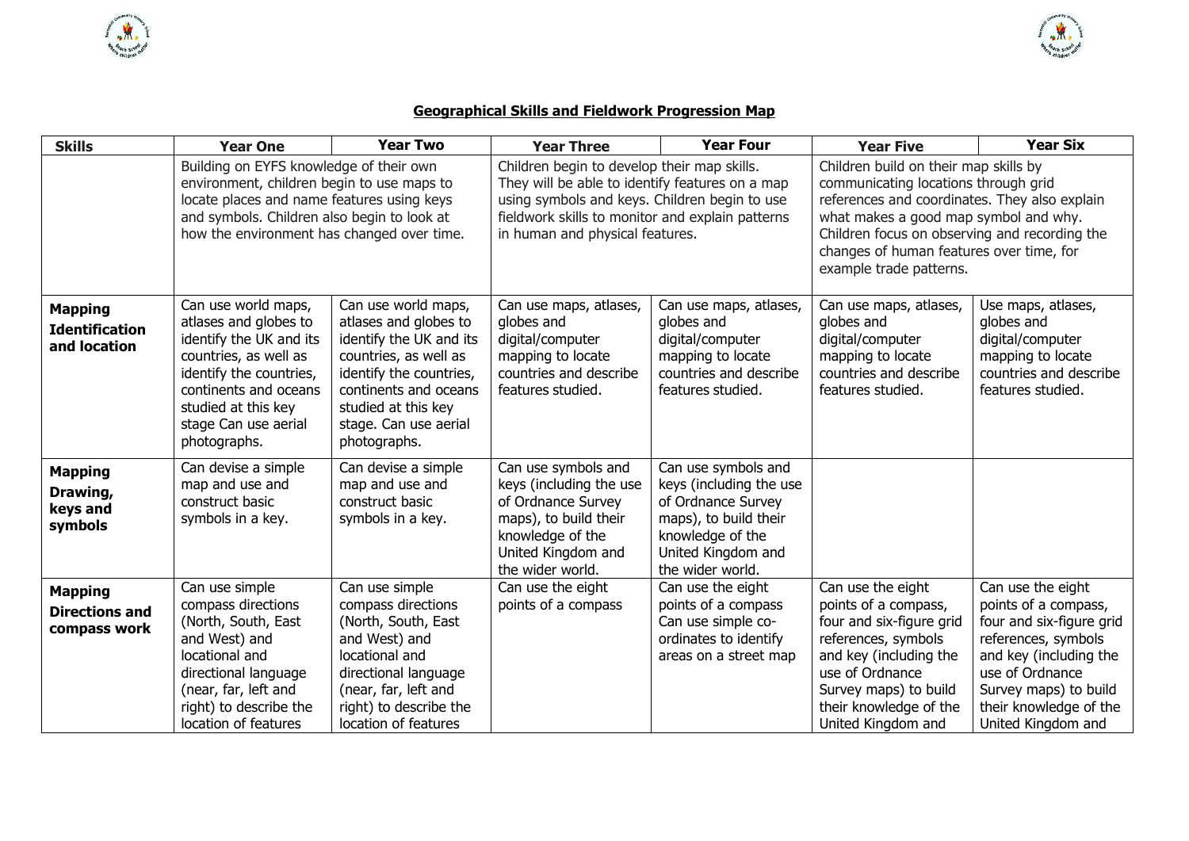## Geographical Skills and Fieldwork Progression Map

| Skills | Year One | Year Two | Year Three | Year Four | Year Five | Year Six |
|---|---|---|---|---|---|---|
| | Building on EYFS knowledge of their own environment, children begin to use maps to locate places and name features using keys and symbols. Children also begin to look at how the environment has changed over time. | | Children begin to develop their map skills. They will be able to identify features on a map using symbols and keys. Children begin to use fieldwork skills to monitor and explain patterns in human and physical features. | | Children build on their map skills by communicating locations through grid references and coordinates. They also explain what makes a good map symbol and why. Children focus on observing and recording the changes of human features over time, for example trade patterns. | |
| **Mapping Identification and location** | Can use world maps, atlases and globes to identify the UK and its countries, as well as identify the countries, continents and oceans studied at this key stage Can use aerial photographs. | Can use world maps, atlases and globes to identify the UK and its countries, as well as identify the countries, continents and oceans studied at this key stage. Can use aerial photographs. | Can use maps, atlases, globes and digital/computer mapping to locate countries and describe features studied. | Can use maps, atlases, globes and digital/computer mapping to locate countries and describe features studied. | Can use maps, atlases, globes and digital/computer mapping to locate countries and describe features studied. | Use maps, atlases, globes and digital/computer mapping to locate countries and describe features studied. |
| **Mapping Drawing, keys and symbols** | Can devise a simple map and use and construct basic symbols in a key. | Can devise a simple map and use and construct basic symbols in a key. | Can use symbols and keys (including the use of Ordnance Survey maps), to build their knowledge of the United Kingdom and the wider world. | Can use symbols and keys (including the use of Ordnance Survey maps), to build their knowledge of the United Kingdom and the wider world. | | |
| **Mapping Directions and compass work** | Can use simple compass directions (North, South, East and West) and locational and directional language (near, far, left and right) to describe the location of features | Can use simple compass directions (North, South, East and West) and locational and directional language (near, far, left and right) to describe the location of features | Can use the eight points of a compass | Can use the eight points of a compass Can use simple co-ordinates to identify areas on a street map | Can use the eight points of a compass, four and six-figure grid references, symbols and key (including the use of Ordnance Survey maps) to build their knowledge of the United Kingdom and | Can use the eight points of a compass, four and six-figure grid references, symbols and key (including the use of Ordnance Survey maps) to build their knowledge of the United Kingdom and |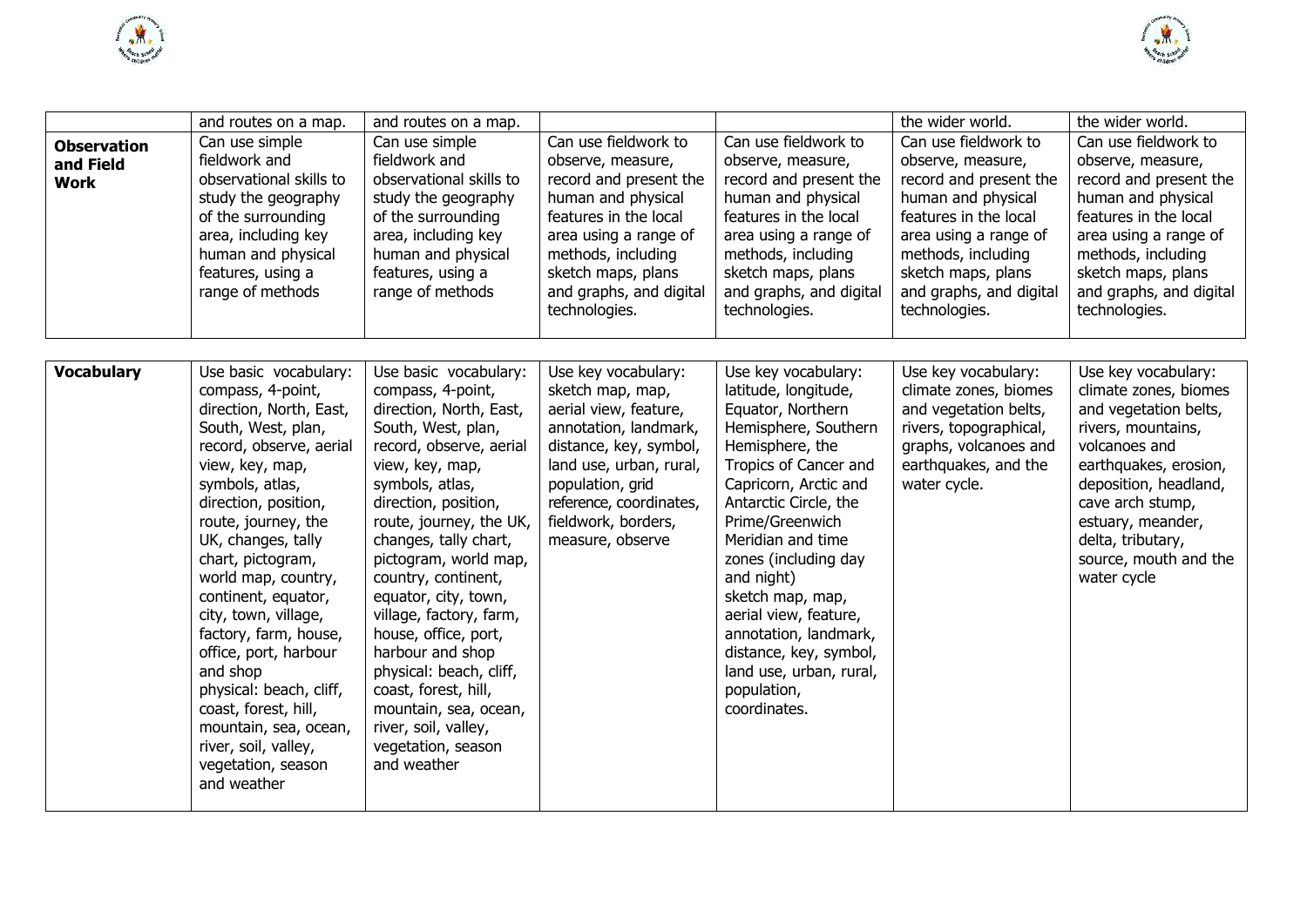|  | and routes on a map. | and routes on a map. |  |  | the wider world. | the wider world. |
|---|---|---|---|---|---|---|
| **Observation and Field Work** | Can use simple fieldwork and observational skills to study the geography of the surrounding area, including key human and physical features, using a range of methods | Can use simple fieldwork and observational skills to study the geography of the surrounding area, including key human and physical features, using a range of methods | Can use fieldwork to observe, measure, record and present the human and physical features in the local area using a range of methods, including sketch maps, plans and graphs, and digital technologies. | Can use fieldwork to observe, measure, record and present the human and physical features in the local area using a range of methods, including sketch maps, plans and graphs, and digital technologies. | Can use fieldwork to observe, measure, record and present the human and physical features in the local area using a range of methods, including sketch maps, plans and graphs, and digital technologies. | Can use fieldwork to observe, measure, record and present the human and physical features in the local area using a range of methods, including sketch maps, plans and graphs, and digital technologies. |

| **Vocabulary** | Use basic vocabulary: compass, 4-point, direction, North, East, South, West, plan, record, observe, aerial view, key, map, symbols, atlas, direction, position, route, journey, the UK, changes, tally chart, pictogram, world map, country, continent, equator, city, town, village, factory, farm, house, office, port, harbour and shop physical: beach, cliff, coast, forest, hill, mountain, sea, ocean, river, soil, valley, vegetation, season and weather | Use basic vocabulary: compass, 4-point, direction, North, East, South, West, plan, record, observe, aerial view, key, map, symbols, atlas, direction, position, route, journey, the UK, changes, tally chart, pictogram, world map, country, continent, equator, city, town, village, factory, farm, house, office, port, harbour and shop physical: beach, cliff, coast, forest, hill, mountain, sea, ocean, river, soil, valley, vegetation, season and weather | Use key vocabulary: sketch map, map, aerial view, feature, annotation, landmark, distance, key, symbol, land use, urban, rural, population, grid reference, coordinates, fieldwork, borders, measure, observe | Use key vocabulary: latitude, longitude, Equator, Northern Hemisphere, Southern Hemisphere, the Tropics of Cancer and Capricorn, Arctic and Antarctic Circle, the Prime/Greenwich Meridian and time zones (including day and night) sketch map, map, aerial view, feature, annotation, landmark, distance, key, symbol, land use, urban, rural, population, coordinates. | Use key vocabulary: climate zones, biomes and vegetation belts, rivers, topographical, graphs, volcanoes and earthquakes, and the water cycle. | Use key vocabulary: climate zones, biomes and vegetation belts, rivers, mountains, volcanoes and earthquakes, erosion, deposition, headland, cave arch stump, estuary, meander, delta, tributary, source, mouth and the water cycle |
|---|---|---|---|---|---|---|